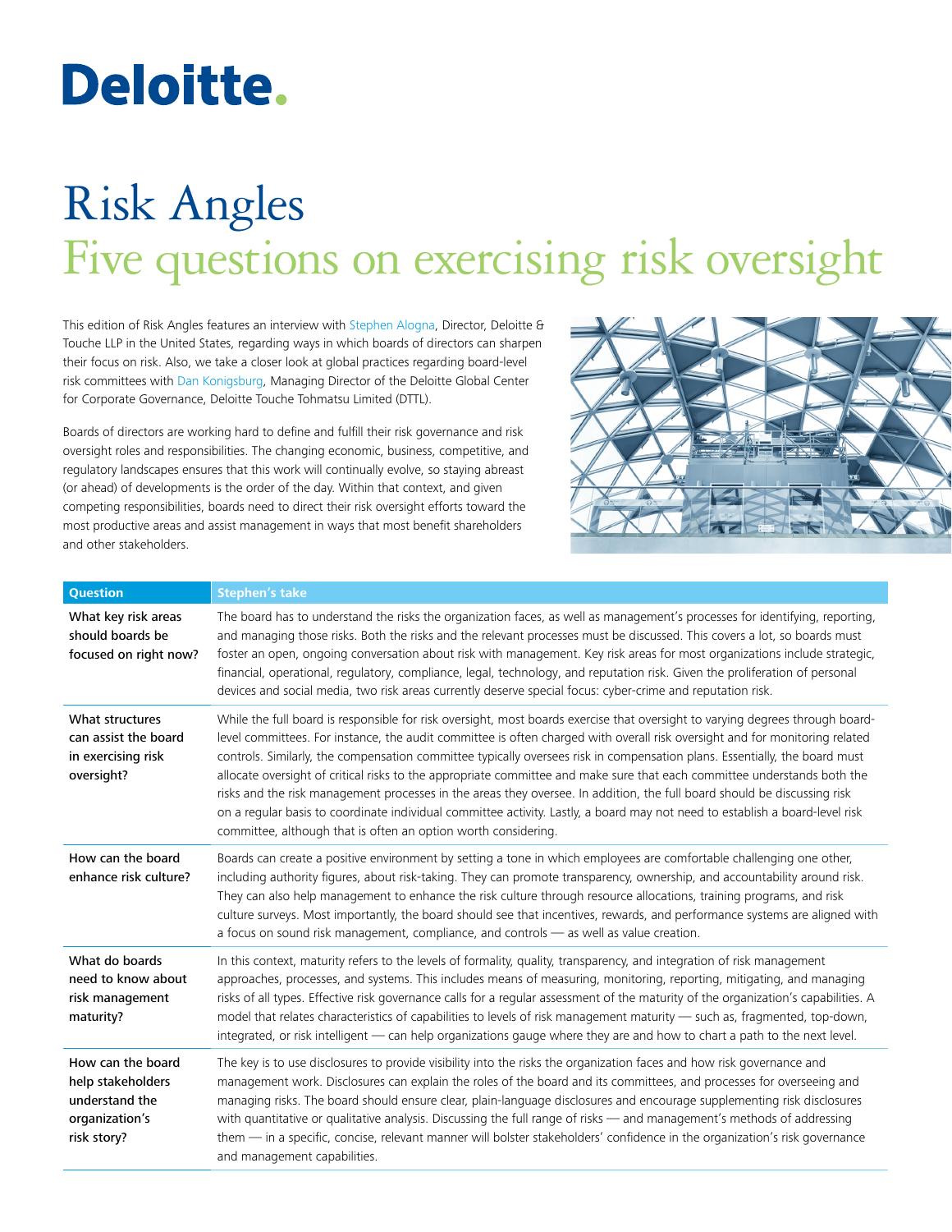# Deloitte.

# Risk Angles

## Five questions on exercising risk oversight

This edition of Risk Angles features an interview with Stephen Alogna, Director, Deloitte & Touche LLP in the United States, regarding ways in which boards of directors can sharpen their focus on risk. Also, we take a closer look at global practices regarding board-level risk committees with Dan Konigsburg, Managing Director of the Deloitte Global Center for Corporate Governance, Deloitte Touche Tohmatsu Limited (DTTL).

Boards of directors are working hard to define and fulfill their risk governance and risk oversight roles and responsibilities. The changing economic, business, competitive, and regulatory landscapes ensures that this work will continually evolve, so staying abreast (or ahead) of developments is the order of the day. Within that context, and given competing responsibilities, boards need to direct their risk oversight efforts toward the most productive areas and assist management in ways that most benefit shareholders and other stakeholders.

| Question | Stephen's take |
|---|---|
| What key risk areas should boards be focused on right now? | The board has to understand the risks the organization faces, as well as management's processes for identifying, reporting, and managing those risks. Both the risks and the relevant processes must be discussed. This covers a lot, so boards must foster an open, ongoing conversation about risk with management. Key risk areas for most organizations include strategic, financial, operational, regulatory, compliance, legal, technology, and reputation risk. Given the proliferation of personal devices and social media, two risk areas currently deserve special focus: cyber-crime and reputation risk. |
| What structures can assist the board in exercising risk oversight? | While the full board is responsible for risk oversight, most boards exercise that oversight to varying degrees through board-level committees. For instance, the audit committee is often charged with overall risk oversight and for monitoring related controls. Similarly, the compensation committee typically oversees risk in compensation plans. Essentially, the board must allocate oversight of critical risks to the appropriate committee and make sure that each committee understands both the risks and the risk management processes in the areas they oversee. In addition, the full board should be discussing risk on a regular basis to coordinate individual committee activity. Lastly, a board may not need to establish a board-level risk committee, although that is often an option worth considering. |
| How can the board enhance risk culture? | Boards can create a positive environment by setting a tone in which employees are comfortable challenging one other, including authority figures, about risk-taking. They can promote transparency, ownership, and accountability around risk. They can also help management to enhance the risk culture through resource allocations, training programs, and risk culture surveys. Most importantly, the board should see that incentives, rewards, and performance systems are aligned with a focus on sound risk management, compliance, and controls — as well as value creation. |
| What do boards need to know about risk management maturity? | In this context, maturity refers to the levels of formality, quality, transparency, and integration of risk management approaches, processes, and systems. This includes means of measuring, monitoring, reporting, mitigating, and managing risks of all types. Effective risk governance calls for a regular assessment of the maturity of the organization's capabilities. A model that relates characteristics of capabilities to levels of risk management maturity — such as, fragmented, top-down, integrated, or risk intelligent — can help organizations gauge where they are and how to chart a path to the next level. |
| How can the board help stakeholders understand the organization's risk story? | The key is to use disclosures to provide visibility into the risks the organization faces and how risk governance and management work. Disclosures can explain the roles of the board and its committees, and processes for overseeing and managing risks. The board should ensure clear, plain-language disclosures and encourage supplementing risk disclosures with quantitative or qualitative analysis. Discussing the full range of risks — and management's methods of addressing them — in a specific, concise, relevant manner will bolster stakeholders' confidence in the organization's risk governance and management capabilities. |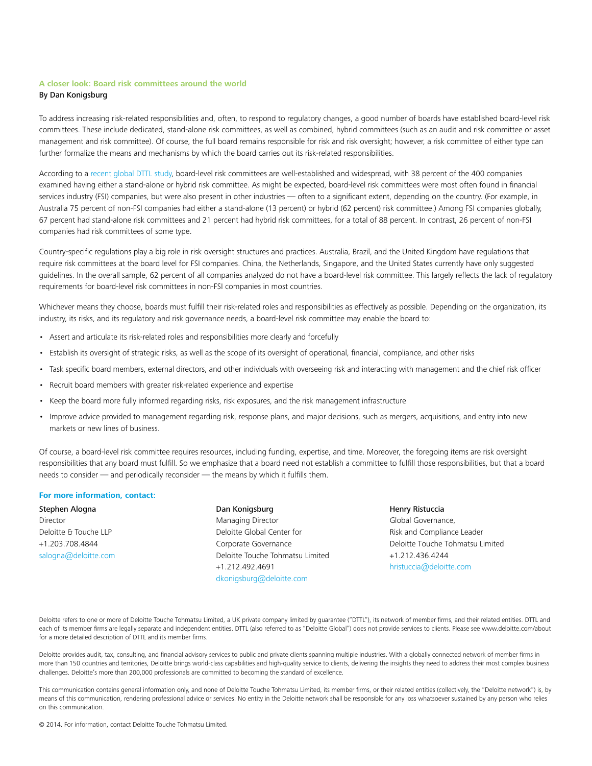### A closer look: Board risk committees around the world

By Dan Konigsburg

To address increasing risk-related responsibilities and, often, to respond to regulatory changes, a good number of boards have established board-level risk committees. These include dedicated, stand-alone risk committees, as well as combined, hybrid committees (such as an audit and risk committee or asset management and risk committee). Of course, the full board remains responsible for risk and risk oversight; however, a risk committee of either type can further formalize the means and mechanisms by which the board carries out its risk-related responsibilities.

According to a recent global DTTL study, board-level risk committees are well-established and widespread, with 38 percent of the 400 companies examined having either a stand-alone or hybrid risk committee. As might be expected, board-level risk committees were most often found in financial services industry (FSI) companies, but were also present in other industries — often to a significant extent, depending on the country. (For example, in Australia 75 percent of non-FSI companies had either a stand-alone (13 percent) or hybrid (62 percent) risk committee.) Among FSI companies globally, 67 percent had stand-alone risk committees and 21 percent had hybrid risk committees, for a total of 88 percent. In contrast, 26 percent of non-FSI companies had risk committees of some type.

Country-specific regulations play a big role in risk oversight structures and practices. Australia, Brazil, and the United Kingdom have regulations that require risk committees at the board level for FSI companies. China, the Netherlands, Singapore, and the United States currently have only suggested guidelines. In the overall sample, 62 percent of all companies analyzed do not have a board-level risk committee. This largely reflects the lack of regulatory requirements for board-level risk committees in non-FSI companies in most countries.

Whichever means they choose, boards must fulfill their risk-related roles and responsibilities as effectively as possible. Depending on the organization, its industry, its risks, and its regulatory and risk governance needs, a board-level risk committee may enable the board to:

- Assert and articulate its risk-related roles and responsibilities more clearly and forcefully
- Establish its oversight of strategic risks, as well as the scope of its oversight of operational, financial, compliance, and other risks
- Task specific board members, external directors, and other individuals with overseeing risk and interacting with management and the chief risk officer
- Recruit board members with greater risk-related experience and expertise
- Keep the board more fully informed regarding risks, risk exposures, and the risk management infrastructure
- Improve advice provided to management regarding risk, response plans, and major decisions, such as mergers, acquisitions, and entry into new markets or new lines of business.

Of course, a board-level risk committee requires resources, including funding, expertise, and time. Moreover, the foregoing items are risk oversight responsibilities that any board must fulfill. So we emphasize that a board need not establish a committee to fulfill those responsibilities, but that a board needs to consider — and periodically reconsider — the means by which it fulfills them.

**For more information, contact:**

**Stephen Alogna**
Director
Deloitte & Touche LLP
+1.203.708.4844
salogna@deloitte.com

**Dan Konigsburg**
Managing Director
Deloitte Global Center for Corporate Governance
Deloitte Touche Tohmatsu Limited
+1.212.492.4691
dkonigsburg@deloitte.com

**Henry Ristuccia**
Global Governance, Risk and Compliance Leader
Deloitte Touche Tohmatsu Limited
+1.212.436.4244
hristuccia@deloitte.com

Deloitte refers to one or more of Deloitte Touche Tohmatsu Limited, a UK private company limited by guarantee ("DTTL"), its network of member firms, and their related entities. DTTL and each of its member firms are legally separate and independent entities. DTTL (also referred to as "Deloitte Global") does not provide services to clients. Please see www.deloitte.com/about for a more detailed description of DTTL and its member firms.

Deloitte provides audit, tax, consulting, and financial advisory services to public and private clients spanning multiple industries. With a globally connected network of member firms in more than 150 countries and territories, Deloitte brings world-class capabilities and high-quality service to clients, delivering the insights they need to address their most complex business challenges. Deloitte's more than 200,000 professionals are committed to becoming the standard of excellence.

This communication contains general information only, and none of Deloitte Touche Tohmatsu Limited, its member firms, or their related entities (collectively, the "Deloitte network") is, by means of this communication, rendering professional advice or services. No entity in the Deloitte network shall be responsible for any loss whatsoever sustained by any person who relies on this communication.

© 2014. For information, contact Deloitte Touche Tohmatsu Limited.